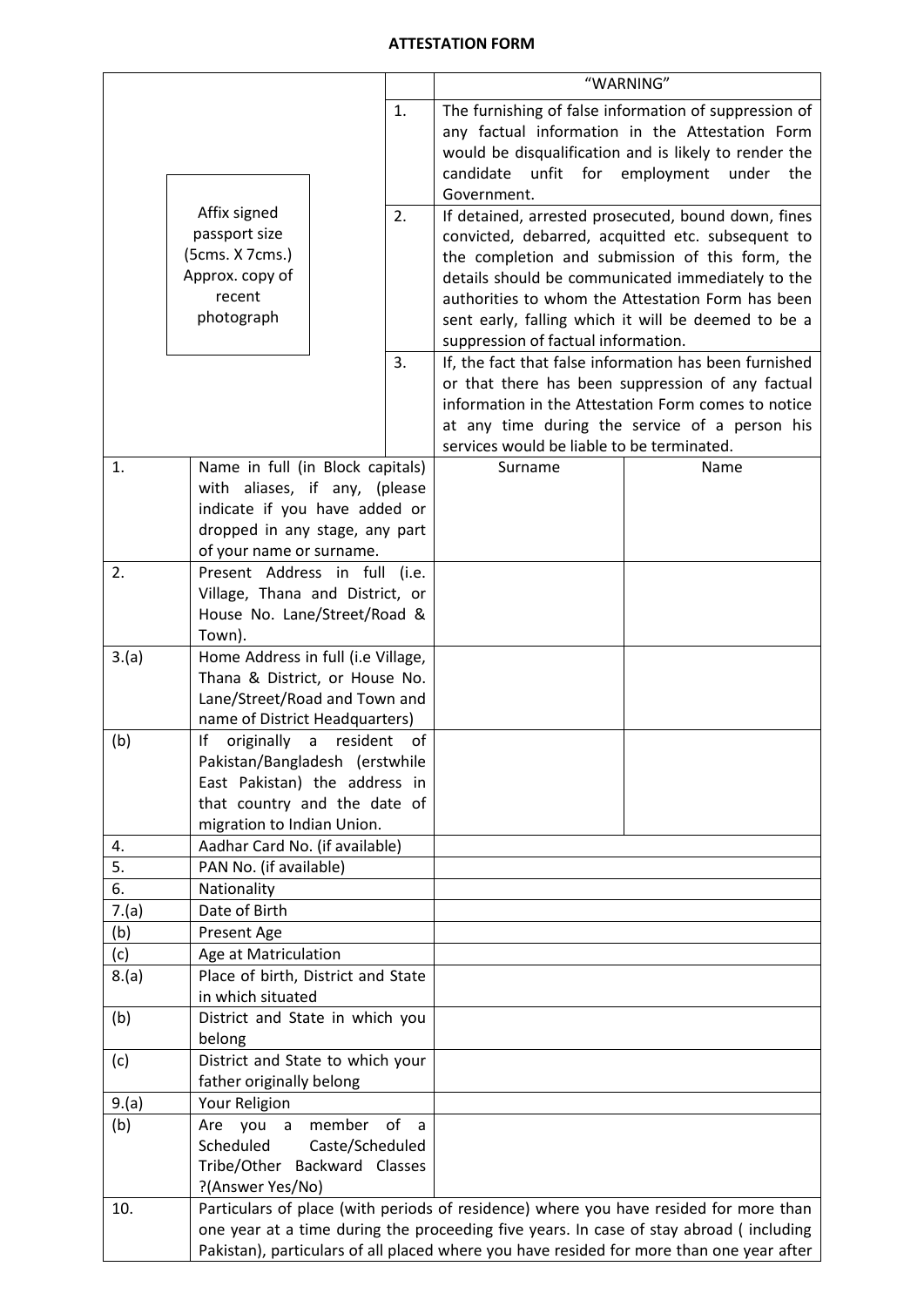**ATTESTATION FORM**

| Affix signed passport size (5cms. X 7cms.) Approx. copy of recent photograph | | "WARNING" |
|---|---|---|
| | 1. | The furnishing of false information of suppression of any factual information in the Attestation Form would be disqualification and is likely to render the candidate unfit for employment under the Government. |
| | 2. | If detained, arrested prosecuted, bound down, fines convicted, debarred, acquitted etc. subsequent to the completion and submission of this form, the details should be communicated immediately to the authorities to whom the Attestation Form has been sent early, falling which it will be deemed to be a suppression of factual information. |
| | 3. | If, the fact that false information has been furnished or that there has been suppression of any factual information in the Attestation Form comes to notice at any time during the service of a person his services would be liable to be terminated. |

| | | | |
|---|---|---|---|
| 1. | Name in full (in Block capitals) with aliases, if any, (please indicate if you have added or dropped in any stage, any part of your name or surname. | Surname | Name |
| 2. | Present Address in full (i.e. Village, Thana and District, or House No. Lane/Street/Road & Town). | | |
| 3.(a) | Home Address in full (i.e Village, Thana & District, or House No. Lane/Street/Road and Town and name of District Headquarters) | | |
| (b) | If originally a resident of Pakistan/Bangladesh (erstwhile East Pakistan) the address in that country and the date of migration to Indian Union. | | |
| 4. | Aadhar Card No. (if available) | | |
| 5. | PAN No. (if available) | | |
| 6. | Nationality | | |
| 7.(a) | Date of Birth | | |
| (b) | Present Age | | |
| (c) | Age at Matriculation | | |
| 8.(a) | Place of birth, District and State in which situated | | |
| (b) | District and State in which you belong | | |
| (c) | District and State to which your father originally belong | | |
| 9.(a) | Your Religion | | |
| (b) | Are you a member of a Scheduled Caste/Scheduled Tribe/Other Backward Classes ?(Answer Yes/No) | | |
| 10. | Particulars of place (with periods of residence) where you have resided for more than one year at a time during the proceeding five years. In case of stay abroad ( including Pakistan), particulars of all placed where you have resided for more than one year after | | |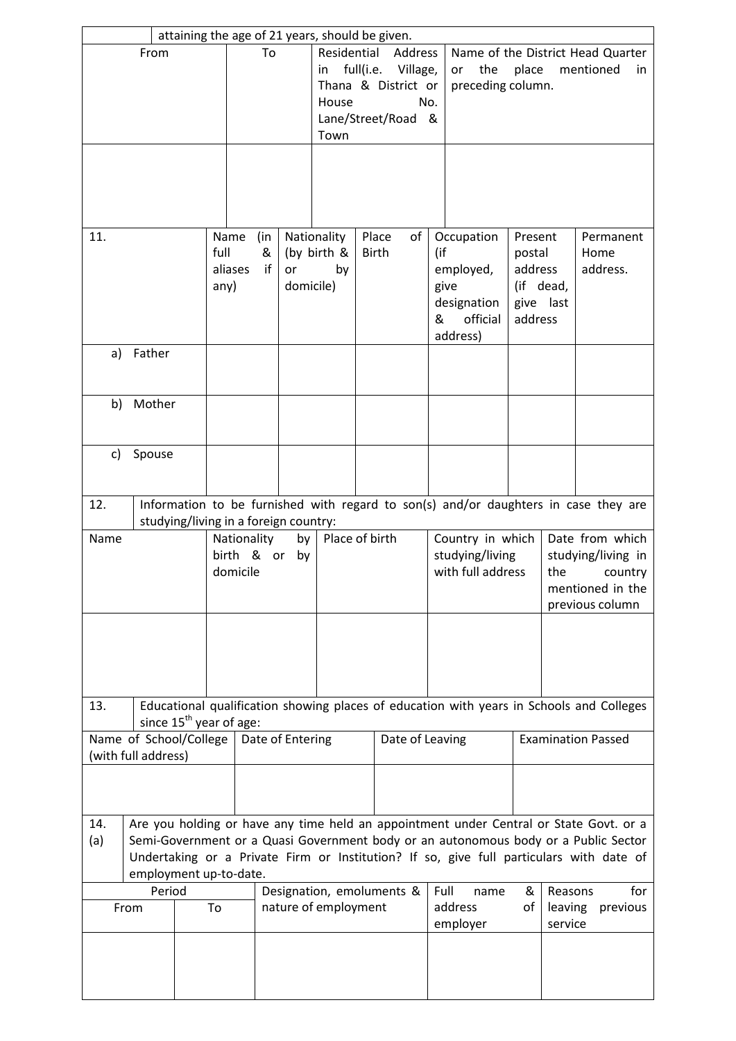| | attaining the age of 21 years, should be given. | | |
|---|---|---|---|
| From | To | Residential Address in full(i.e. Village, Thana & District or House No. Lane/Street/Road & Town | Name of the District Head Quarter or the place mentioned in preceding column. |
| | | | |

| 11. | Name (in full & aliases if any) | Nationality (by birth & or by domicile) | Place of Birth | Occupation (if employed, give designation & official address) | Present postal address (if dead, give last address | Permanent Home address. |
|---|---|---|---|---|---|---|
| a) Father | | | | | | |
| b) Mother | | | | | | |
| c) Spouse | | | | | | |

12. Information to be furnished with regard to son(s) and/or daughters in case they are studying/living in a foreign country:

| Name | Nationality by birth & or by domicile | Place of birth | Country in which studying/living with full address | Date from which studying/living in the country mentioned in the previous column |
|---|---|---|---|---|
| | | | | |

13. Educational qualification showing places of education with years in Schools and Colleges since 15th year of age:

| Name of School/College (with full address) | Date of Entering | Date of Leaving | Examination Passed |
|---|---|---|---|
| | | | |

14. (a) Are you holding or have any time held an appointment under Central or State Govt. or a Semi-Government or a Quasi Government body or an autonomous body or a Public Sector Undertaking or a Private Firm or Institution? If so, give full particulars with date of employment up-to-date.

| Period | | Designation, emoluments & nature of employment | Full name & address of employer | Reasons for leaving previous service |
|---|---|---|---|---|
| From | To | | | |
| | | | | |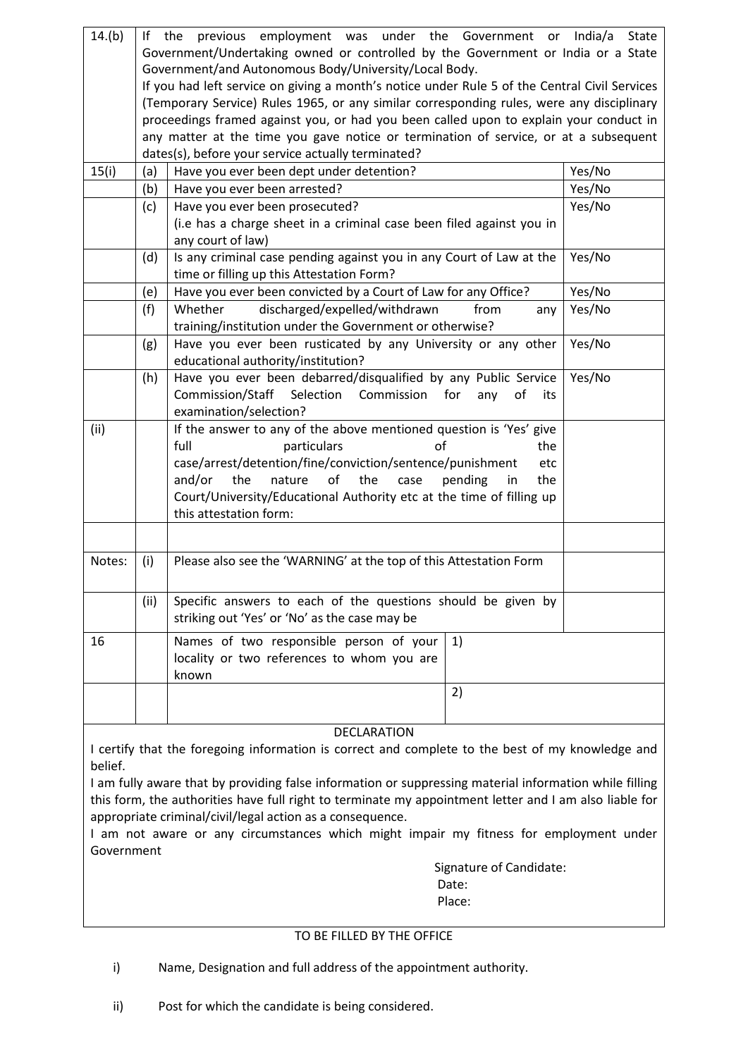| | | | |
|---|---|---|---|
| 14.(b) | If the previous employment was under the Government or India/a State Government/Undertaking owned or controlled by the Government or India or a State Government/and Autonomous Body/University/Local Body.<br>If you had left service on giving a month's notice under Rule 5 of the Central Civil Services (Temporary Service) Rules 1965, or any similar corresponding rules, were any disciplinary proceedings framed against you, or had you been called upon to explain your conduct in any matter at the time you gave notice or termination of service, or at a subsequent dates(s), before your service actually terminated? | | |
| 15(i) | (a) | Have you ever been dept under detention? | Yes/No |
| | (b) | Have you ever been arrested? | Yes/No |
| | (c) | Have you ever been prosecuted?<br>(i.e has a charge sheet in a criminal case been filed against you in any court of law) | Yes/No |
| | (d) | Is any criminal case pending against you in any Court of Law at the time or filling up this Attestation Form? | Yes/No |
| | (e) | Have you ever been convicted by a Court of Law for any Office? | Yes/No |
| | (f) | Whether discharged/expelled/withdrawn from any training/institution under the Government or otherwise? | Yes/No |
| | (g) | Have you ever been rusticated by any University or any other educational authority/institution? | Yes/No |
| | (h) | Have you ever been debarred/disqualified by any Public Service Commission/Staff Selection Commission for any of its examination/selection? | Yes/No |
| (ii) | | If the answer to any of the above mentioned question is 'Yes' give full particulars of the case/arrest/detention/fine/conviction/sentence/punishment etc and/or the nature of the case pending in the Court/University/Educational Authority etc at the time of filling up this attestation form: | |
| | | | |
| Notes: | (i) | Please also see the 'WARNING' at the top of this Attestation Form | |
| | (ii) | Specific answers to each of the questions should be given by striking out 'Yes' or 'No' as the case may be | |
| 16 | | Names of two responsible person of your locality or two references to whom you are known | 1) |
| | | | 2) |

## DECLARATION

I certify that the foregoing information is correct and complete to the best of my knowledge and belief.

I am fully aware that by providing false information or suppressing material information while filling this form, the authorities have full right to terminate my appointment letter and I am also liable for appropriate criminal/civil/legal action as a consequence.

I am not aware or any circumstances which might impair my fitness for employment under Government

Signature of Candidate:

Date:

Place:

## TO BE FILLED BY THE OFFICE

i) Name, Designation and full address of the appointment authority.

ii) Post for which the candidate is being considered.